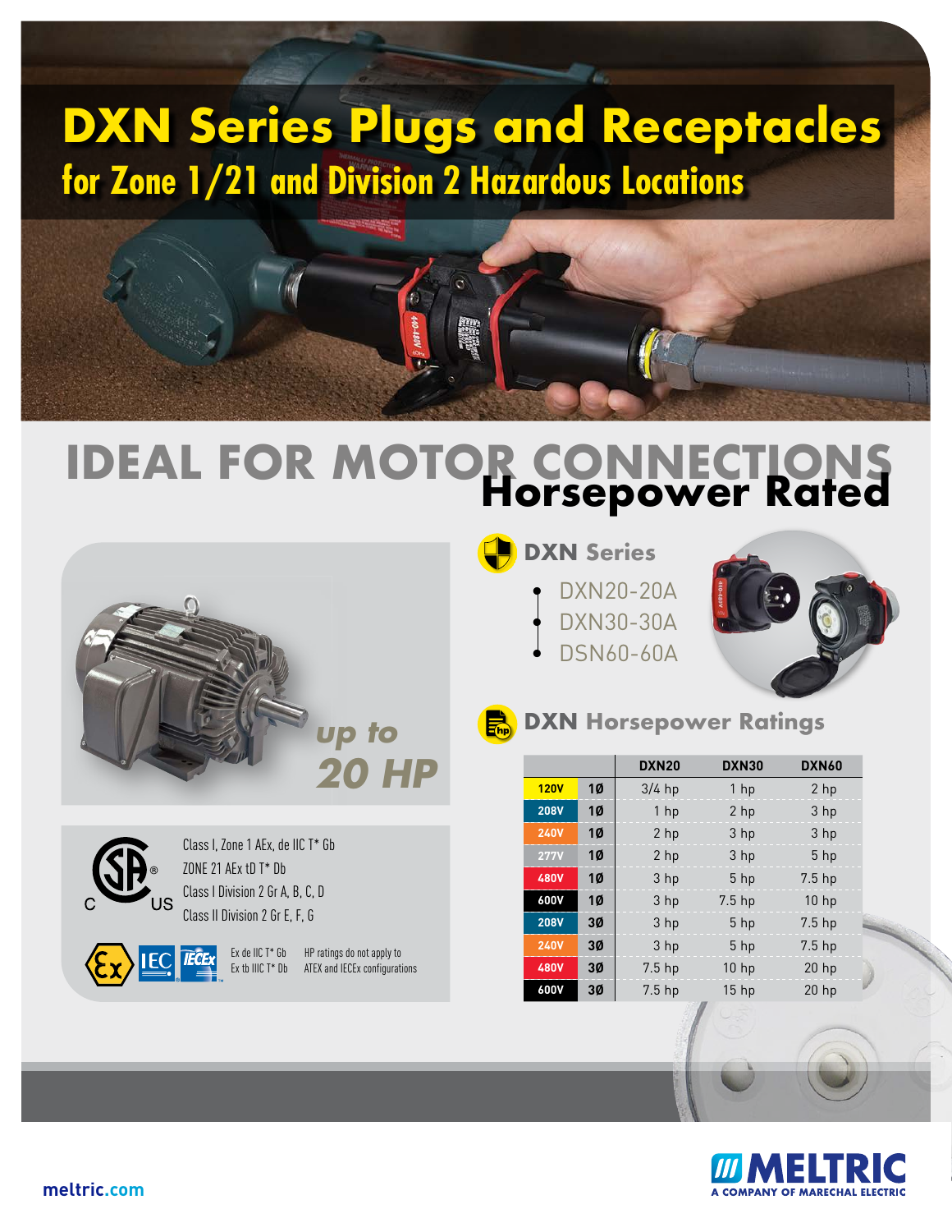# DXN Series Plugs and Receptacles

## for Zone 1/21 and Division 2 Hazardous Locations

# IDEAL FOR MOTOR CONNECTIONS

## Horsepower Rated

*up to* **20 HP**

### DXN Series

- DXN20-20A
- DXN30-30A
- DSN60-60A

### DXN Horsepower Ratings

| | | DXN20 | DXN30 | DXN60 |
|---|---|---|---|---|
| 120V | 1Ø | 3/4 hp | 1 hp | 2 hp |
| 208V | 1Ø | 1 hp | 2 hp | 3 hp |
| 240V | 1Ø | 2 hp | 3 hp | 3 hp |
| 277V | 1Ø | 2 hp | 3 hp | 5 hp |
| 480V | 1Ø | 3 hp | 5 hp | 7.5 hp |
| 600V | 1Ø | 3 hp | 7.5 hp | 10 hp |
| 208V | 3Ø | 3 hp | 5 hp | 7.5 hp |
| 240V | 3Ø | 3 hp | 5 hp | 7.5 hp |
| 480V | 3Ø | 7.5 hp | 10 hp | 20 hp |
| 600V | 3Ø | 7.5 hp | 15 hp | 20 hp |

Class I, Zone 1 AEx, de IIC T* Gb
ZONE 21 AEx tD T* Db
Class I Division 2 Gr A, B, C, D
Class II Division 2 Gr E, F, G

Ex de IIC T* Gb
Ex tb IIIC T* Db

HP ratings do not apply to ATEX and IECEx configurations

meltric.com

MELTRIC
A COMPANY OF MARECHAL ELECTRIC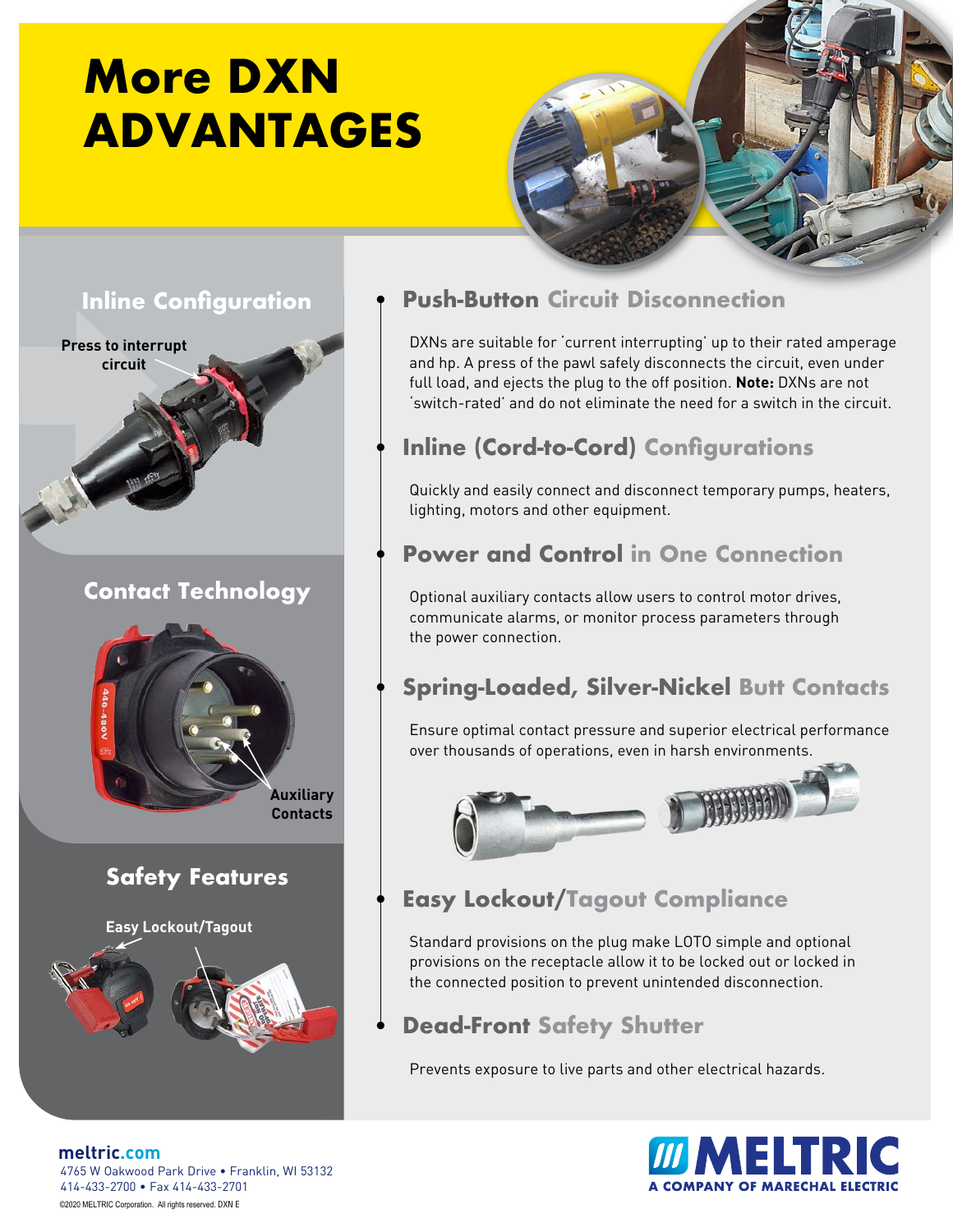# More DXN ADVANTAGES

## Inline Configuration

Press to interrupt circuit

## Contact Technology

440-480V

Auxiliary Contacts

## Safety Features

Easy Lockout/Tagout

## Push-Button Circuit Disconnection

DXNs are suitable for 'current interrupting' up to their rated amperage and hp. A press of the pawl safely disconnects the circuit, even under full load, and ejects the plug to the off position. **Note:** DXNs are not 'switch-rated' and do not eliminate the need for a switch in the circuit.

## Inline (Cord-to-Cord) Configurations

Quickly and easily connect and disconnect temporary pumps, heaters, lighting, motors and other equipment.

## Power and Control in One Connection

Optional auxiliary contacts allow users to control motor drives, communicate alarms, or monitor process parameters through the power connection.

## Spring-Loaded, Silver-Nickel Butt Contacts

Ensure optimal contact pressure and superior electrical performance over thousands of operations, even in harsh environments.

## Easy Lockout/Tagout Compliance

Standard provisions on the plug make LOTO simple and optional provisions on the receptacle allow it to be locked out or locked in the connected position to prevent unintended disconnection.

## Dead-Front Safety Shutter

Prevents exposure to live parts and other electrical hazards.

**meltric.com**
4765 W Oakwood Park Drive • Franklin, WI 53132
414-433-2700 • Fax 414-433-2701

©2020 MELTRIC Corporation. All rights reserved. DXN E

**MELTRIC**
A COMPANY OF MARECHAL ELECTRIC